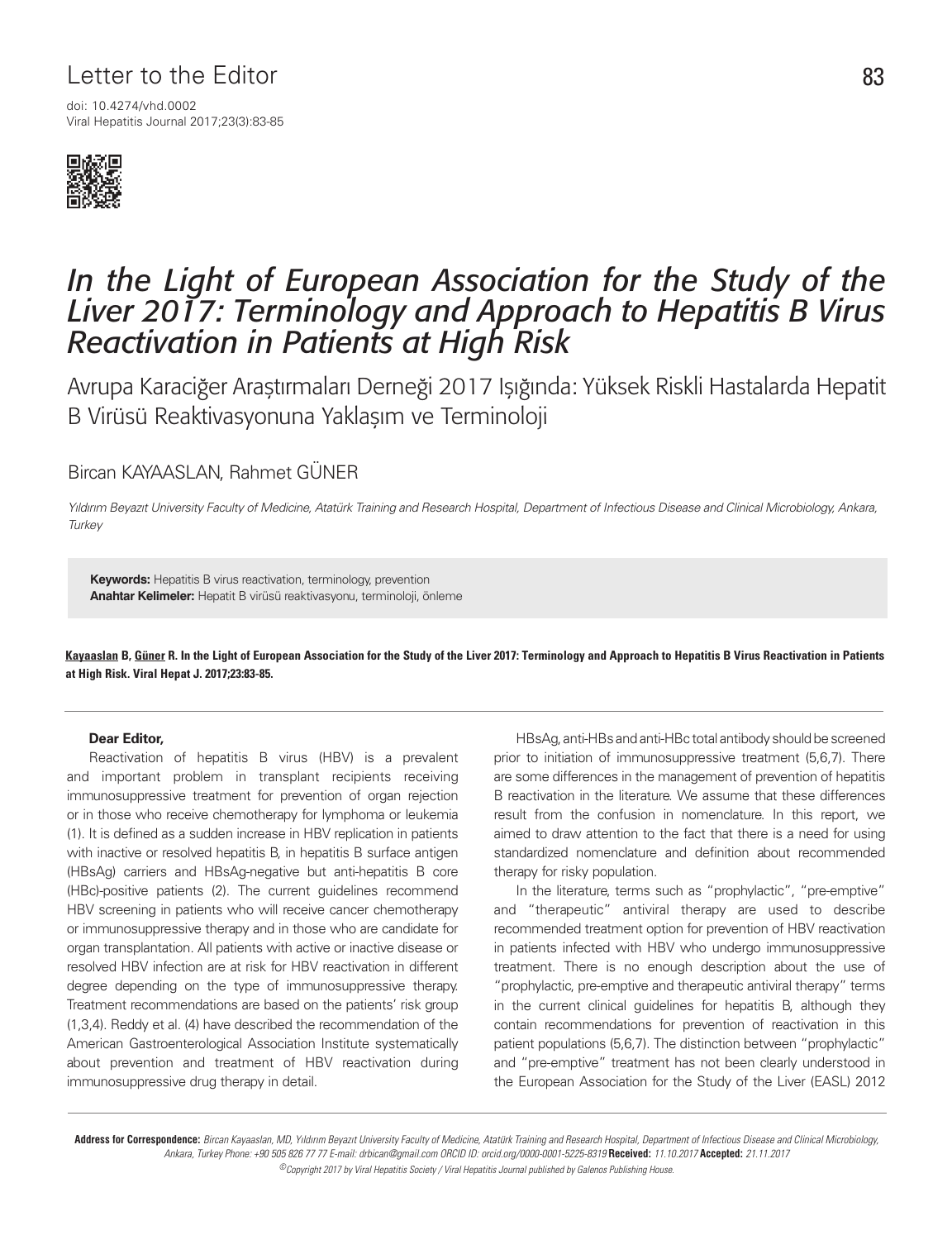Letter to the Editor

doi: 10.4274/vhd.0002

# In the Light of European Association for the Study of the Liver 2017: Terminology and Approach to Hepatitis B Virus Reactivation in Patients at High Risk

## Avrupa Karaciğer Araştırmaları Derneği 2017 Işığında: Yüksek Riskli Hastalarda Hepatit B Virüsü Reaktivasyonuna Yaklaşım ve Terminoloji

Bircan KAYAASLAN, Rahmet GÜNER

*Yıldırım Beyazıt University Faculty of Medicine, Atatürk Training and Research Hospital, Department of Infectious Disease and Clinical Microbiology, Ankara, Turkey*

**Keywords:** Hepatitis B virus reactivation, terminology, prevention

**Anahtar Kelimeler:** Hepatit B virüsü reaktivasyonu, terminoloji, önleme

**Kayaaslan B, Güner R. In the Light of European Association for the Study of the Liver 2017: Terminology and Approach to Hepatitis B Virus Reactivation in Patients at High Risk. Viral Hepat J. 2017;23:83-85.**

**Dear Editor,**

Reactivation of hepatitis B virus (HBV) is a prevalent and important problem in transplant recipients receiving immunosuppressive treatment for prevention of organ rejection or in those who receive chemotherapy for lymphoma or leukemia (1). It is defined as a sudden increase in HBV replication in patients with inactive or resolved hepatitis B, in hepatitis B surface antigen (HBsAg) carriers and HBsAg-negative but anti-hepatitis B core (HBc)-positive patients (2). The current guidelines recommend HBV screening in patients who will receive cancer chemotherapy or immunosuppressive therapy and in those who are candidate for organ transplantation. All patients with active or inactive disease or resolved HBV infection are at risk for HBV reactivation in different degree depending on the type of immunosuppressive therapy. Treatment recommendations are based on the patients' risk group (1,3,4). Reddy et al. (4) have described the recommendation of the American Gastroenterological Association Institute systematically about prevention and treatment of HBV reactivation during immunosuppressive drug therapy in detail.

HBsAg, anti-HBs and anti-HBc total antibody should be screened prior to initiation of immunosuppressive treatment (5,6,7). There are some differences in the management of prevention of hepatitis B reactivation in the literature. We assume that these differences result from the confusion in nomenclature. In this report, we aimed to draw attention to the fact that there is a need for using standardized nomenclature and definition about recommended therapy for risky population.

In the literature, terms such as "prophylactic", "pre-emptive" and "therapeutic" antiviral therapy are used to describe recommended treatment option for prevention of HBV reactivation in patients infected with HBV who undergo immunosuppressive treatment. There is no enough description about the use of "prophylactic, pre-emptive and therapeutic antiviral therapy" terms in the current clinical guidelines for hepatitis B, although they contain recommendations for prevention of reactivation in this patient populations (5,6,7). The distinction between "prophylactic" and "pre-emptive" treatment has not been clearly understood in the European Association for the Study of the Liver (EASL) 2012

**Address for Correspondence:** *Bircan Kayaaslan, MD, Yıldırım Beyazıt University Faculty of Medicine, Atatürk Training and Research Hospital, Department of Infectious Disease and Clinical Microbiology, Ankara, Turkey Phone: +90 505 826 77 77 E-mail: drbican@gmail.com ORCID ID: orcid.org/0000-0001-5225-8319* **Received:** *11.10.2017* **Accepted:** *21.11.2017*

*©Copyright 2017 by Viral Hepatitis Society / Viral Hepatitis Journal published by Galenos Publishing House.*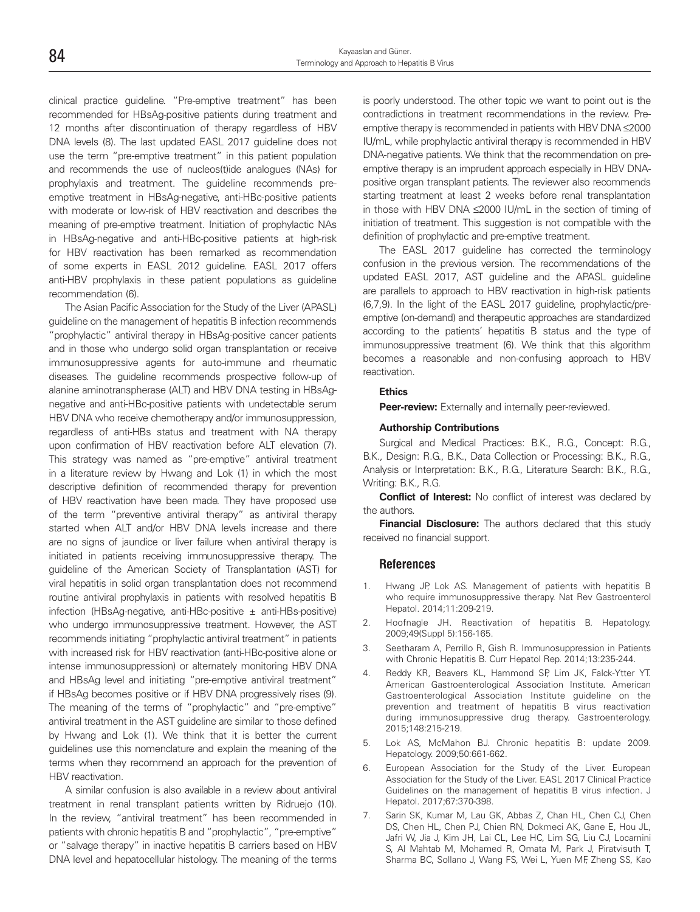clinical practice guideline. "Pre-emptive treatment" has been recommended for HBsAg-positive patients during treatment and 12 months after discontinuation of therapy regardless of HBV DNA levels (8). The last updated EASL 2017 guideline does not use the term "pre-emptive treatment" in this patient population and recommends the use of nucleos(t)ide analogues (NAs) for prophylaxis and treatment. The guideline recommends pre-emptive treatment in HBsAg-negative, anti-HBc-positive patients with moderate or low-risk of HBV reactivation and describes the meaning of pre-emptive treatment. Initiation of prophylactic NAs in HBsAg-negative and anti-HBc-positive patients at high-risk for HBV reactivation has been remarked as recommendation of some experts in EASL 2012 guideline. EASL 2017 offers anti-HBV prophylaxis in these patient populations as guideline recommendation (6).

The Asian Pacific Association for the Study of the Liver (APASL) guideline on the management of hepatitis B infection recommends "prophylactic" antiviral therapy in HBsAg-positive cancer patients and in those who undergo solid organ transplantation or receive immunosuppressive agents for auto-immune and rheumatic diseases. The guideline recommends prospective follow-up of alanine aminotranspherase (ALT) and HBV DNA testing in HBsAg-negative and anti-HBc-positive patients with undetectable serum HBV DNA who receive chemotherapy and/or immunosuppression, regardless of anti-HBs status and treatment with NA therapy upon confirmation of HBV reactivation before ALT elevation (7). This strategy was named as "pre-emptive" antiviral treatment in a literature review by Hwang and Lok (1) in which the most descriptive definition of recommended therapy for prevention of HBV reactivation have been made. They have proposed use of the term "preventive antiviral therapy" as antiviral therapy started when ALT and/or HBV DNA levels increase and there are no signs of jaundice or liver failure when antiviral therapy is initiated in patients receiving immunosuppressive therapy. The guideline of the American Society of Transplantation (AST) for viral hepatitis in solid organ transplantation does not recommend routine antiviral prophylaxis in patients with resolved hepatitis B infection (HBsAg-negative, anti-HBc-positive ± anti-HBs-positive) who undergo immunosuppressive treatment. However, the AST recommends initiating "prophylactic antiviral treatment" in patients with increased risk for HBV reactivation (anti-HBc-positive alone or intense immunosuppression) or alternately monitoring HBV DNA and HBsAg level and initiating "pre-emptive antiviral treatment" if HBsAg becomes positive or if HBV DNA progressively rises (9). The meaning of the terms of "prophylactic" and "pre-emptive" antiviral treatment in the AST guideline are similar to those defined by Hwang and Lok (1). We think that it is better the current guidelines use this nomenclature and explain the meaning of the terms when they recommend an approach for the prevention of HBV reactivation.

A similar confusion is also available in a review about antiviral treatment in renal transplant patients written by Ridruejo (10). In the review, "antiviral treatment" has been recommended in patients with chronic hepatitis B and "prophylactic", "pre-emptive" or "salvage therapy" in inactive hepatitis B carriers based on HBV DNA level and hepatocellular histology. The meaning of the terms is poorly understood. The other topic we want to point out is the contradictions in treatment recommendations in the review. Pre-emptive therapy is recommended in patients with HBV DNA ≤2000 IU/mL, while prophylactic antiviral therapy is recommended in HBV DNA-negative patients. We think that the recommendation on pre-emptive therapy is an imprudent approach especially in HBV DNA-positive organ transplant patients. The reviewer also recommends starting treatment at least 2 weeks before renal transplantation in those with HBV DNA ≤2000 IU/mL in the section of timing of initiation of treatment. This suggestion is not compatible with the definition of prophylactic and pre-emptive treatment.

The EASL 2017 guideline has corrected the terminology confusion in the previous version. The recommendations of the updated EASL 2017, AST guideline and the APASL guideline are parallels to approach to HBV reactivation in high-risk patients (6,7,9). In the light of the EASL 2017 guideline, prophylactic/pre-emptive (on-demand) and therapeutic approaches are standardized according to the patients' hepatitis B status and the type of immunosuppressive treatment (6). We think that this algorithm becomes a reasonable and non-confusing approach to HBV reactivation.

**Ethics**

**Peer-review:** Externally and internally peer-reviewed.

**Authorship Contributions**

Surgical and Medical Practices: B.K., R.G., Concept: R.G., B.K., Design: R.G., B.K., Data Collection or Processing: B.K., R.G., Analysis or Interpretation: B.K., R.G., Literature Search: B.K., R.G., Writing: B.K., R.G.

**Conflict of Interest:** No conflict of interest was declared by the authors.

**Financial Disclosure:** The authors declared that this study received no financial support.

## References

1. Hwang JP, Lok AS. Management of patients with hepatitis B who require immunosuppressive therapy. Nat Rev Gastroenterol Hepatol. 2014;11:209-219.
2. Hoofnagle JH. Reactivation of hepatitis B. Hepatology. 2009;49(Suppl 5):156-165.
3. Seetharam A, Perrillo R, Gish R. Immunosuppression in Patients with Chronic Hepatitis B. Curr Hepatol Rep. 2014;13:235-244.
4. Reddy KR, Beavers KL, Hammond SP, Lim JK, Falck-Ytter YT. American Gastroenterological Association Institute. American Gastroenterological Association Institute guideline on the prevention and treatment of hepatitis B virus reactivation during immunosuppressive drug therapy. Gastroenterology. 2015;148:215-219.
5. Lok AS, McMahon BJ. Chronic hepatitis B: update 2009. Hepatology. 2009;50:661-662.
6. European Association for the Study of the Liver. European Association for the Study of the Liver. EASL 2017 Clinical Practice Guidelines on the management of hepatitis B virus infection. J Hepatol. 2017;67:370-398.
7. Sarin SK, Kumar M, Lau GK, Abbas Z, Chan HL, Chen CJ, Chen DS, Chen HL, Chen PJ, Chien RN, Dokmeci AK, Gane E, Hou JL, Jafri W, Jia J, Kim JH, Lai CL, Lee HC, Lim SG, Liu CJ, Locarnini S, Al Mahtab M, Mohamed R, Omata M, Park J, Piratvisuth T, Sharma BC, Sollano J, Wang FS, Wei L, Yuen MF, Zheng SS, Kao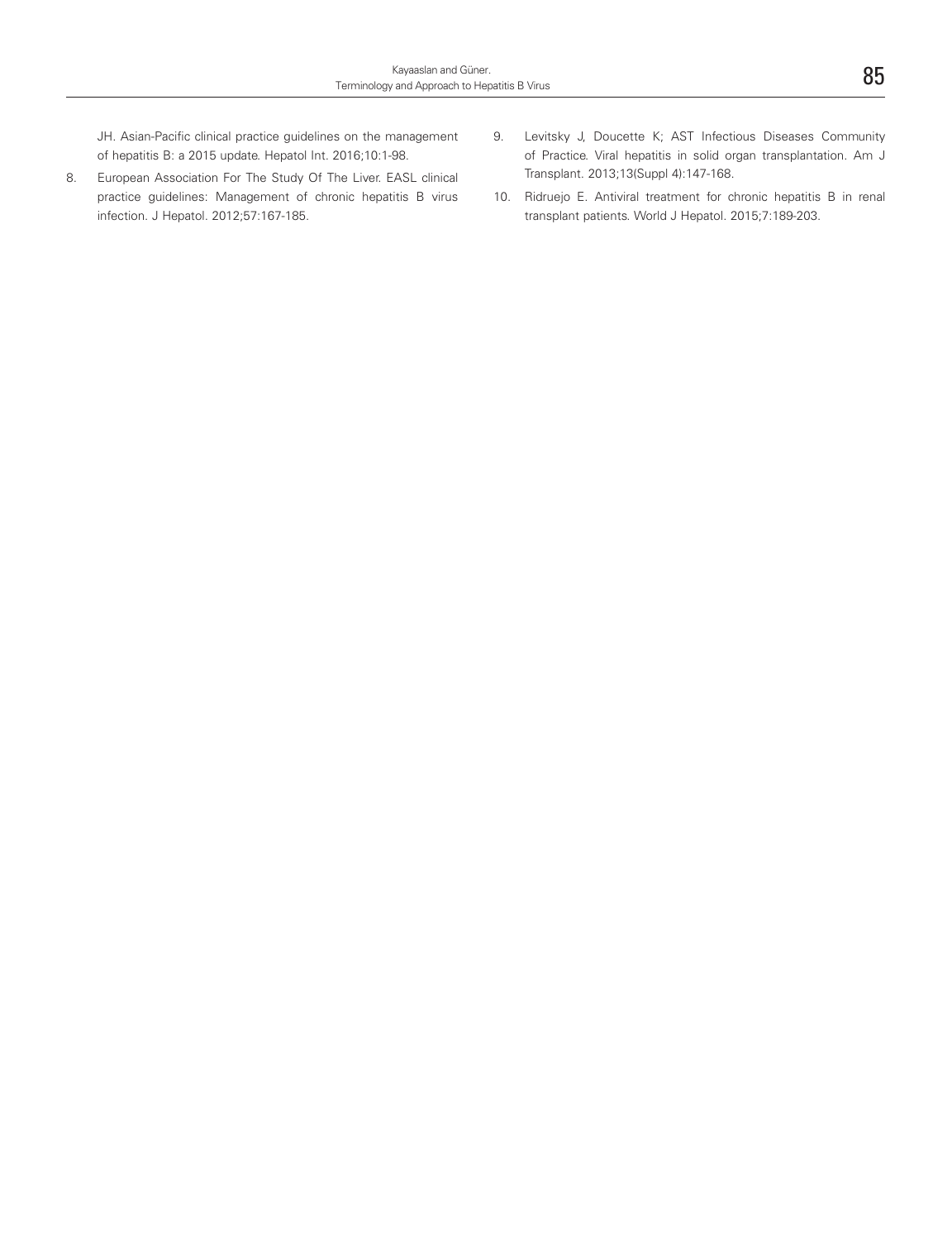JH. Asian-Pacific clinical practice guidelines on the management of hepatitis B: a 2015 update. Hepatol Int. 2016;10:1-98.

8. European Association For The Study Of The Liver. EASL clinical practice guidelines: Management of chronic hepatitis B virus infection. J Hepatol. 2012;57:167-185.

9. Levitsky J, Doucette K; AST Infectious Diseases Community of Practice. Viral hepatitis in solid organ transplantation. Am J Transplant. 2013;13(Suppl 4):147-168.

10. Ridruejo E. Antiviral treatment for chronic hepatitis B in renal transplant patients. World J Hepatol. 2015;7:189-203.